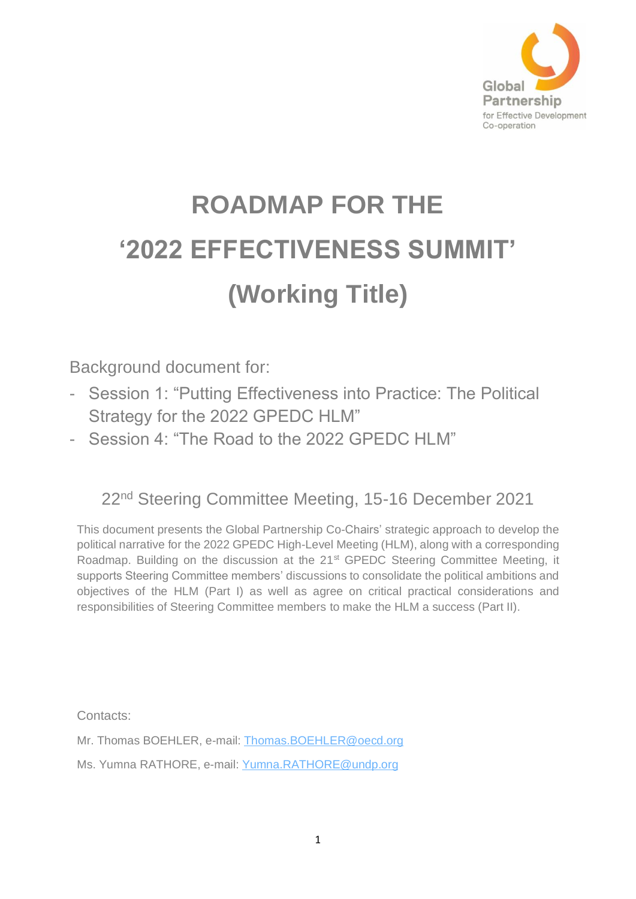Global Partnership for Effective Development Co-operation

# ROADMAP FOR THE '2022 EFFECTIVENESS SUMMIT' (Working Title)

Background document for:

- Session 1: "Putting Effectiveness into Practice: The Political Strategy for the 2022 GPEDC HLM"
- Session 4: "The Road to the 2022 GPEDC HLM"

22nd Steering Committee Meeting, 15-16 December 2021

This document presents the Global Partnership Co-Chairs' strategic approach to develop the political narrative for the 2022 GPEDC High-Level Meeting (HLM), along with a corresponding Roadmap. Building on the discussion at the 21st GPEDC Steering Committee Meeting, it supports Steering Committee members' discussions to consolidate the political ambitions and objectives of the HLM (Part I) as well as agree on critical practical considerations and responsibilities of Steering Committee members to make the HLM a success (Part II).

Contacts:

Mr. Thomas BOEHLER, e-mail: Thomas.BOEHLER@oecd.org

Ms. Yumna RATHORE, e-mail: Yumna.RATHORE@undp.org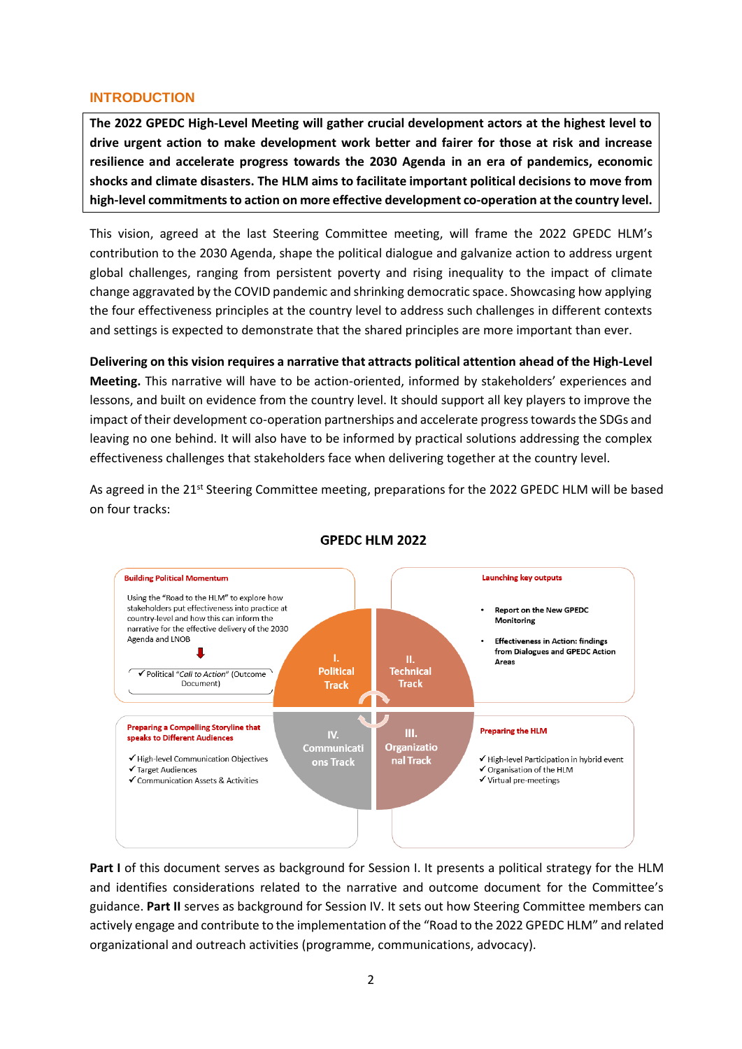## INTRODUCTION

**The 2022 GPEDC High-Level Meeting will gather crucial development actors at the highest level to drive urgent action to make development work better and fairer for those at risk and increase resilience and accelerate progress towards the 2030 Agenda in an era of pandemics, economic shocks and climate disasters. The HLM aims to facilitate important political decisions to move from high-level commitments to action on more effective development co-operation at the country level.**

This vision, agreed at the last Steering Committee meeting, will frame the 2022 GPEDC HLM's contribution to the 2030 Agenda, shape the political dialogue and galvanize action to address urgent global challenges, ranging from persistent poverty and rising inequality to the impact of climate change aggravated by the COVID pandemic and shrinking democratic space. Showcasing how applying the four effectiveness principles at the country level to address such challenges in different contexts and settings is expected to demonstrate that the shared principles are more important than ever.

**Delivering on this vision requires a narrative that attracts political attention ahead of the High-Level Meeting.** This narrative will have to be action-oriented, informed by stakeholders' experiences and lessons, and built on evidence from the country level. It should support all key players to improve the impact of their development co-operation partnerships and accelerate progress towards the SDGs and leaving no one behind. It will also have to be informed by practical solutions addressing the complex effectiveness challenges that stakeholders face when delivering together at the country level.

As agreed in the 21st Steering Committee meeting, preparations for the 2022 GPEDC HLM will be based on four tracks:

**GPEDC HLM 2022**

**I. Political Track** — Building Political Momentum

Using the "Road to the HLM" to explore how stakeholders put effectiveness into practice at country-level and how this can inform the narrative for the effective delivery of the 2030 Agenda and LNOB

- ✓ Political *"Call to Action"* (Outcome Document)

**II. Technical Track** — Launching key outputs

- Report on the New GPEDC Monitoring
- Effectiveness in Action: findings from Dialogues and GPEDC Action Areas

**III. Organizational Track** — Preparing the HLM

- ✓ High-level Participation in hybrid event
- ✓ Organisation of the HLM
- ✓ Virtual pre-meetings

**IV. Communications Track** — Preparing a Compelling Storyline that speaks to Different Audiences

- ✓ High-level Communication Objectives
- ✓ Target Audiences
- ✓ Communication Assets & Activities

**Part I** of this document serves as background for Session I. It presents a political strategy for the HLM and identifies considerations related to the narrative and outcome document for the Committee's guidance. **Part II** serves as background for Session IV. It sets out how Steering Committee members can actively engage and contribute to the implementation of the "Road to the 2022 GPEDC HLM" and related organizational and outreach activities (programme, communications, advocacy).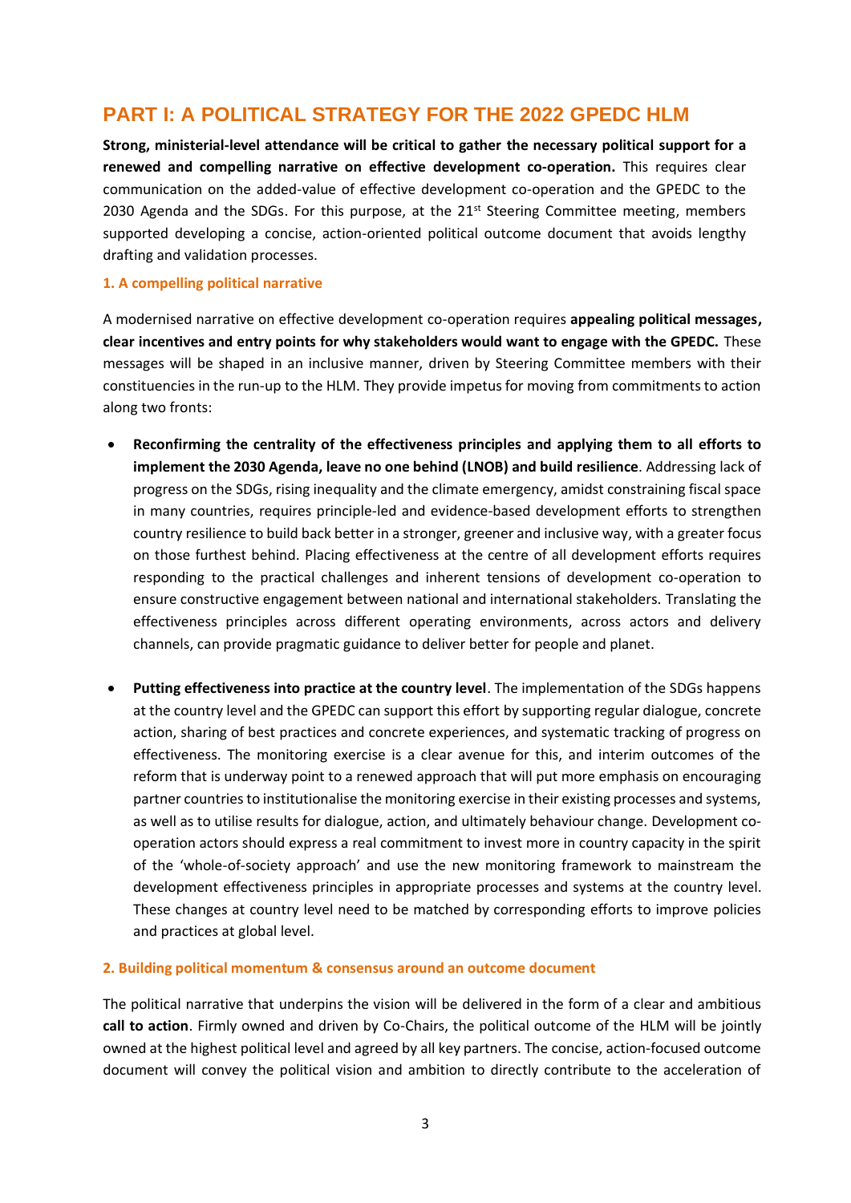# PART I: A POLITICAL STRATEGY FOR THE 2022 GPEDC HLM

**Strong, ministerial-level attendance will be critical to gather the necessary political support for a renewed and compelling narrative on effective development co-operation.** This requires clear communication on the added-value of effective development co-operation and the GPEDC to the 2030 Agenda and the SDGs. For this purpose, at the 21st Steering Committee meeting, members supported developing a concise, action-oriented political outcome document that avoids lengthy drafting and validation processes.

### 1. A compelling political narrative

A modernised narrative on effective development co-operation requires **appealing political messages, clear incentives and entry points for why stakeholders would want to engage with the GPEDC.** These messages will be shaped in an inclusive manner, driven by Steering Committee members with their constituencies in the run-up to the HLM. They provide impetus for moving from commitments to action along two fronts:

- **Reconfirming the centrality of the effectiveness principles and applying them to all efforts to implement the 2030 Agenda, leave no one behind (LNOB) and build resilience**. Addressing lack of progress on the SDGs, rising inequality and the climate emergency, amidst constraining fiscal space in many countries, requires principle-led and evidence-based development efforts to strengthen country resilience to build back better in a stronger, greener and inclusive way, with a greater focus on those furthest behind. Placing effectiveness at the centre of all development efforts requires responding to the practical challenges and inherent tensions of development co-operation to ensure constructive engagement between national and international stakeholders. Translating the effectiveness principles across different operating environments, across actors and delivery channels, can provide pragmatic guidance to deliver better for people and planet.

- **Putting effectiveness into practice at the country level**. The implementation of the SDGs happens at the country level and the GPEDC can support this effort by supporting regular dialogue, concrete action, sharing of best practices and concrete experiences, and systematic tracking of progress on effectiveness. The monitoring exercise is a clear avenue for this, and interim outcomes of the reform that is underway point to a renewed approach that will put more emphasis on encouraging partner countries to institutionalise the monitoring exercise in their existing processes and systems, as well as to utilise results for dialogue, action, and ultimately behaviour change. Development co-operation actors should express a real commitment to invest more in country capacity in the spirit of the 'whole-of-society approach' and use the new monitoring framework to mainstream the development effectiveness principles in appropriate processes and systems at the country level. These changes at country level need to be matched by corresponding efforts to improve policies and practices at global level.

### 2. Building political momentum & consensus around an outcome document

The political narrative that underpins the vision will be delivered in the form of a clear and ambitious **call to action**. Firmly owned and driven by Co-Chairs, the political outcome of the HLM will be jointly owned at the highest political level and agreed by all key partners. The concise, action-focused outcome document will convey the political vision and ambition to directly contribute to the acceleration of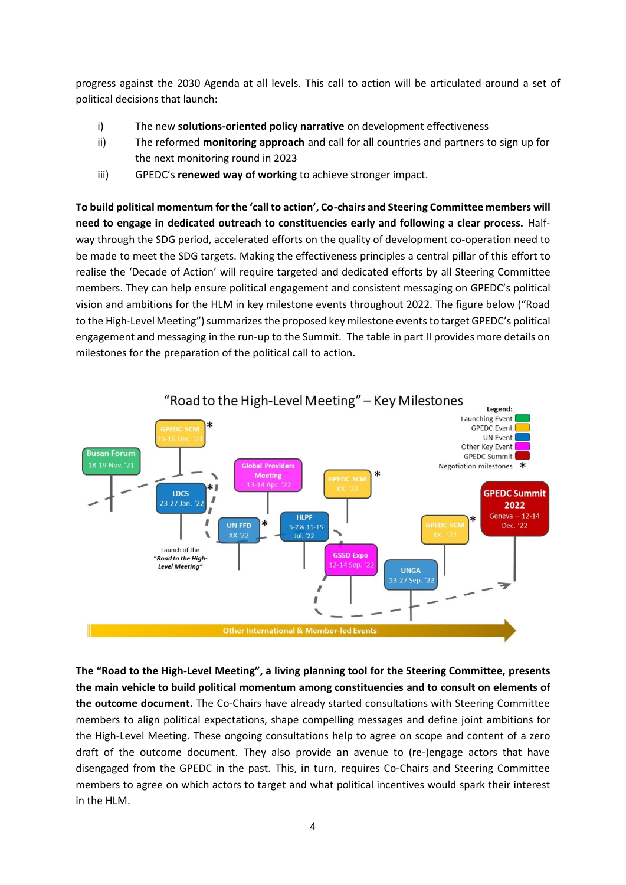progress against the 2030 Agenda at all levels. This call to action will be articulated around a set of political decisions that launch:

i) The new **solutions-oriented policy narrative** on development effectiveness
ii) The reformed **monitoring approach** and call for all countries and partners to sign up for the next monitoring round in 2023
iii) GPEDC's **renewed way of working** to achieve stronger impact.

**To build political momentum for the 'call to action', Co-chairs and Steering Committee members will need to engage in dedicated outreach to constituencies early and following a clear process.** Half-way through the SDG period, accelerated efforts on the quality of development co-operation need to be made to meet the SDG targets. Making the effectiveness principles a central pillar of this effort to realise the 'Decade of Action' will require targeted and dedicated efforts by all Steering Committee members. They can help ensure political engagement and consistent messaging on GPEDC's political vision and ambitions for the HLM in key milestone events throughout 2022. The figure below ("Road to the High-Level Meeting") summarizes the proposed key milestone events to target GPEDC's political engagement and messaging in the run-up to the Summit. The table in part II provides more details on milestones for the preparation of the political call to action.

"Road to the High-Level Meeting" – Key Milestones

Legend: Launching Event; GPEDC Event; UN Event; Other Key Event; GPEDC Summit; Negotiation milestones *

- Busan Forum 18-19 Nov. '21
- GPEDC SCM 15-16 Dec. '21 *
- LDC5 23-27 Jan. '22 * — Launch of the *"Road to the High-Level Meeting"*
- UN FFD XX '22 *
- Global Providers Meeting 13-14 Apr. '22
- HLPF 5-7 & 11-15 Jul. '22
- GPEDC SCM XX. '22 *
- GSSD Expo 12-14 Sep. '22
- UNGA 13-27 Sep. '22
- GPEDC SCM XX. '22 *
- GPEDC Summit 2022 Geneva – 12-14 Dec. '22

Other International & Member-led Events

**The "Road to the High-Level Meeting", a living planning tool for the Steering Committee, presents the main vehicle to build political momentum among constituencies and to consult on elements of the outcome document.** The Co-Chairs have already started consultations with Steering Committee members to align political expectations, shape compelling messages and define joint ambitions for the High-Level Meeting. These ongoing consultations help to agree on scope and content of a zero draft of the outcome document. They also provide an avenue to (re-)engage actors that have disengaged from the GPEDC in the past. This, in turn, requires Co-Chairs and Steering Committee members to agree on which actors to target and what political incentives would spark their interest in the HLM.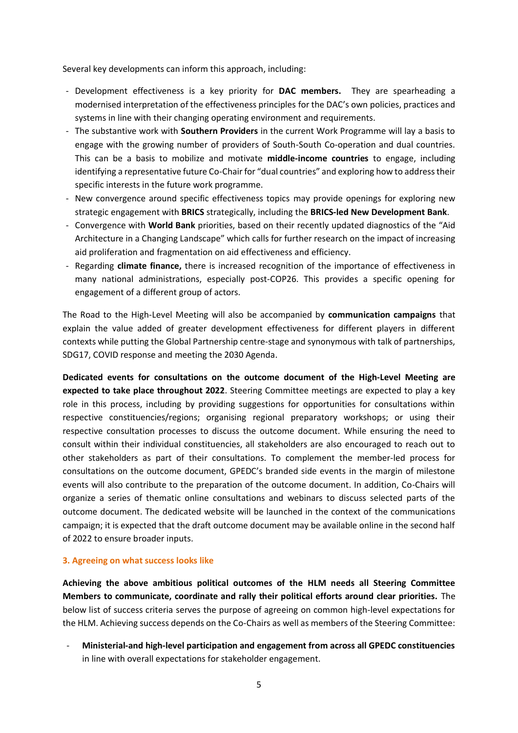Several key developments can inform this approach, including:

- Development effectiveness is a key priority for **DAC members.** They are spearheading a modernised interpretation of the effectiveness principles for the DAC's own policies, practices and systems in line with their changing operating environment and requirements.
- The substantive work with **Southern Providers** in the current Work Programme will lay a basis to engage with the growing number of providers of South-South Co-operation and dual countries. This can be a basis to mobilize and motivate **middle-income countries** to engage, including identifying a representative future Co-Chair for "dual countries" and exploring how to address their specific interests in the future work programme.
- New convergence around specific effectiveness topics may provide openings for exploring new strategic engagement with **BRICS** strategically, including the **BRICS-led New Development Bank**.
- Convergence with **World Bank** priorities, based on their recently updated diagnostics of the "Aid Architecture in a Changing Landscape" which calls for further research on the impact of increasing aid proliferation and fragmentation on aid effectiveness and efficiency.
- Regarding **climate finance,** there is increased recognition of the importance of effectiveness in many national administrations, especially post-COP26. This provides a specific opening for engagement of a different group of actors.

The Road to the High-Level Meeting will also be accompanied by **communication campaigns** that explain the value added of greater development effectiveness for different players in different contexts while putting the Global Partnership centre-stage and synonymous with talk of partnerships, SDG17, COVID response and meeting the 2030 Agenda.

**Dedicated events for consultations on the outcome document of the High-Level Meeting are expected to take place throughout 2022**. Steering Committee meetings are expected to play a key role in this process, including by providing suggestions for opportunities for consultations within respective constituencies/regions; organising regional preparatory workshops; or using their respective consultation processes to discuss the outcome document. While ensuring the need to consult within their individual constituencies, all stakeholders are also encouraged to reach out to other stakeholders as part of their consultations. To complement the member-led process for consultations on the outcome document, GPEDC's branded side events in the margin of milestone events will also contribute to the preparation of the outcome document. In addition, Co-Chairs will organize a series of thematic online consultations and webinars to discuss selected parts of the outcome document. The dedicated website will be launched in the context of the communications campaign; it is expected that the draft outcome document may be available online in the second half of 2022 to ensure broader inputs.

### 3. Agreeing on what success looks like

**Achieving the above ambitious political outcomes of the HLM needs all Steering Committee Members to communicate, coordinate and rally their political efforts around clear priorities.** The below list of success criteria serves the purpose of agreeing on common high-level expectations for the HLM. Achieving success depends on the Co-Chairs as well as members of the Steering Committee:

- **Ministerial-and high-level participation and engagement from across all GPEDC constituencies** in line with overall expectations for stakeholder engagement.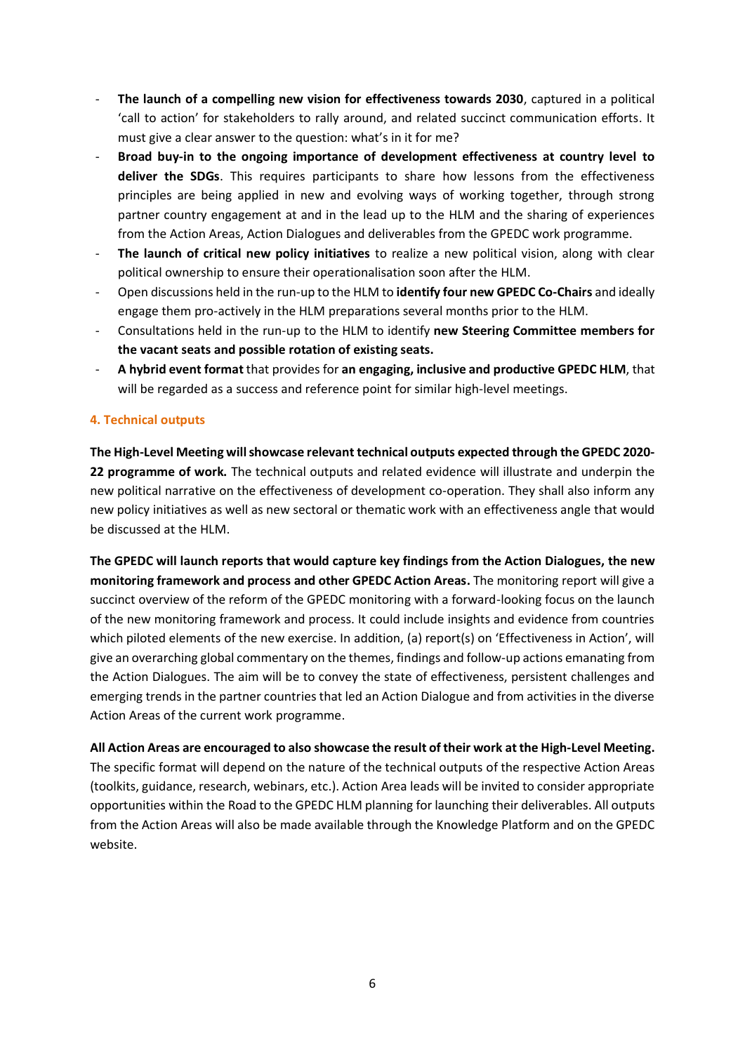- **The launch of a compelling new vision for effectiveness towards 2030**, captured in a political 'call to action' for stakeholders to rally around, and related succinct communication efforts. It must give a clear answer to the question: what's in it for me?
- **Broad buy-in to the ongoing importance of development effectiveness at country level to deliver the SDGs**. This requires participants to share how lessons from the effectiveness principles are being applied in new and evolving ways of working together, through strong partner country engagement at and in the lead up to the HLM and the sharing of experiences from the Action Areas, Action Dialogues and deliverables from the GPEDC work programme.
- **The launch of critical new policy initiatives** to realize a new political vision, along with clear political ownership to ensure their operationalisation soon after the HLM.
- Open discussions held in the run-up to the HLM to **identify four new GPEDC Co-Chairs** and ideally engage them pro-actively in the HLM preparations several months prior to the HLM.
- Consultations held in the run-up to the HLM to identify **new Steering Committee members for the vacant seats and possible rotation of existing seats.**
- **A hybrid event format** that provides for **an engaging, inclusive and productive GPEDC HLM**, that will be regarded as a success and reference point for similar high-level meetings.

## 4. Technical outputs

**The High-Level Meeting will showcase relevant technical outputs expected through the GPEDC 2020-22 programme of work.** The technical outputs and related evidence will illustrate and underpin the new political narrative on the effectiveness of development co-operation. They shall also inform any new policy initiatives as well as new sectoral or thematic work with an effectiveness angle that would be discussed at the HLM.

**The GPEDC will launch reports that would capture key findings from the Action Dialogues, the new monitoring framework and process and other GPEDC Action Areas.** The monitoring report will give a succinct overview of the reform of the GPEDC monitoring with a forward-looking focus on the launch of the new monitoring framework and process. It could include insights and evidence from countries which piloted elements of the new exercise. In addition, (a) report(s) on 'Effectiveness in Action', will give an overarching global commentary on the themes, findings and follow-up actions emanating from the Action Dialogues. The aim will be to convey the state of effectiveness, persistent challenges and emerging trends in the partner countries that led an Action Dialogue and from activities in the diverse Action Areas of the current work programme.

**All Action Areas are encouraged to also showcase the result of their work at the High-Level Meeting.** The specific format will depend on the nature of the technical outputs of the respective Action Areas (toolkits, guidance, research, webinars, etc.). Action Area leads will be invited to consider appropriate opportunities within the Road to the GPEDC HLM planning for launching their deliverables. All outputs from the Action Areas will also be made available through the Knowledge Platform and on the GPEDC website.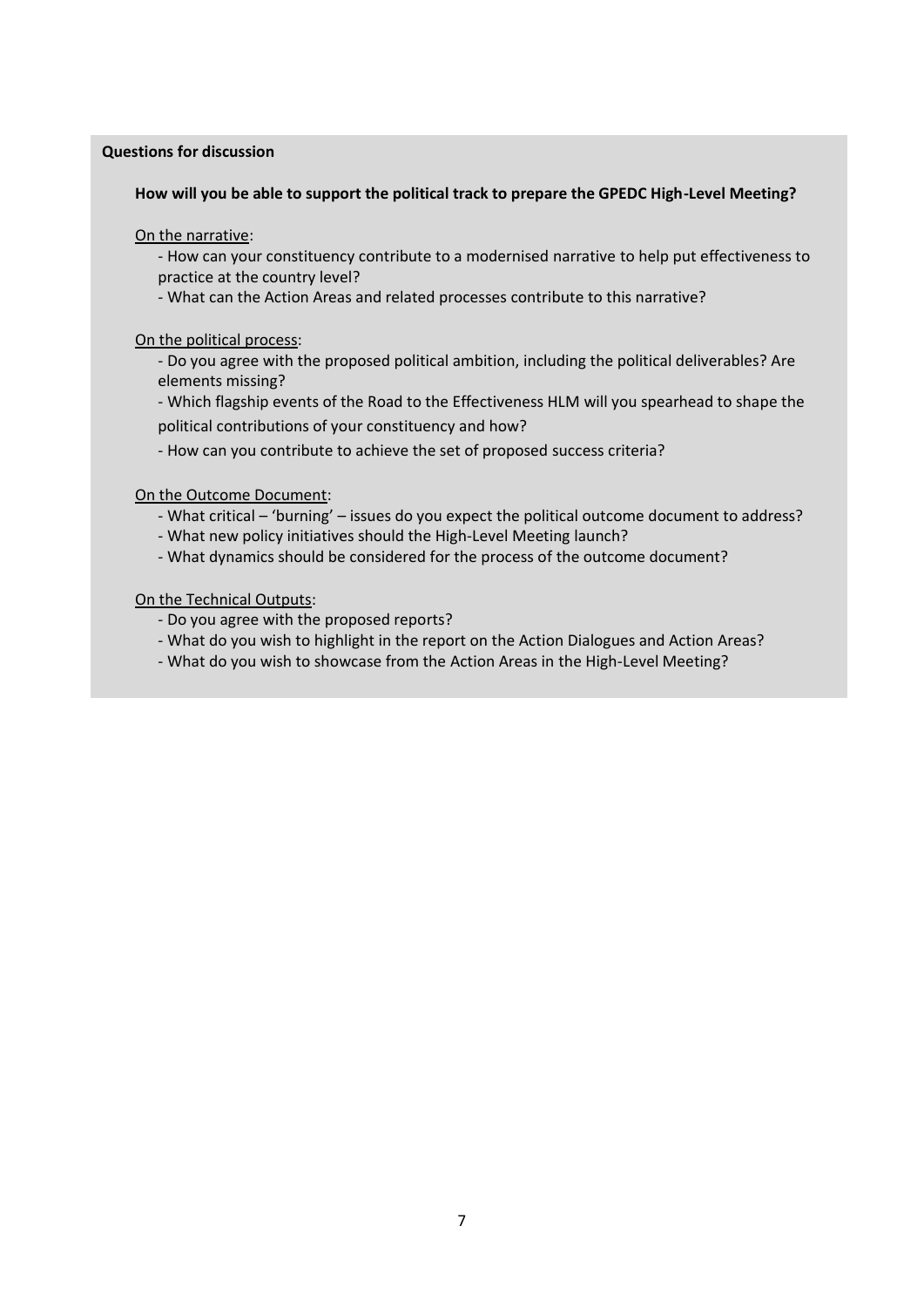**Questions for discussion**

**How will you be able to support the political track to prepare the GPEDC High-Level Meeting?**

<u>On the narrative</u>:

- How can your constituency contribute to a modernised narrative to help put effectiveness to practice at the country level?
- What can the Action Areas and related processes contribute to this narrative?

<u>On the political process</u>:

- Do you agree with the proposed political ambition, including the political deliverables? Are elements missing?
- Which flagship events of the Road to the Effectiveness HLM will you spearhead to shape the political contributions of your constituency and how?
- How can you contribute to achieve the set of proposed success criteria?

<u>On the Outcome Document</u>:

- What critical – 'burning' – issues do you expect the political outcome document to address?
- What new policy initiatives should the High-Level Meeting launch?
- What dynamics should be considered for the process of the outcome document?

<u>On the Technical Outputs</u>:

- Do you agree with the proposed reports?
- What do you wish to highlight in the report on the Action Dialogues and Action Areas?
- What do you wish to showcase from the Action Areas in the High-Level Meeting?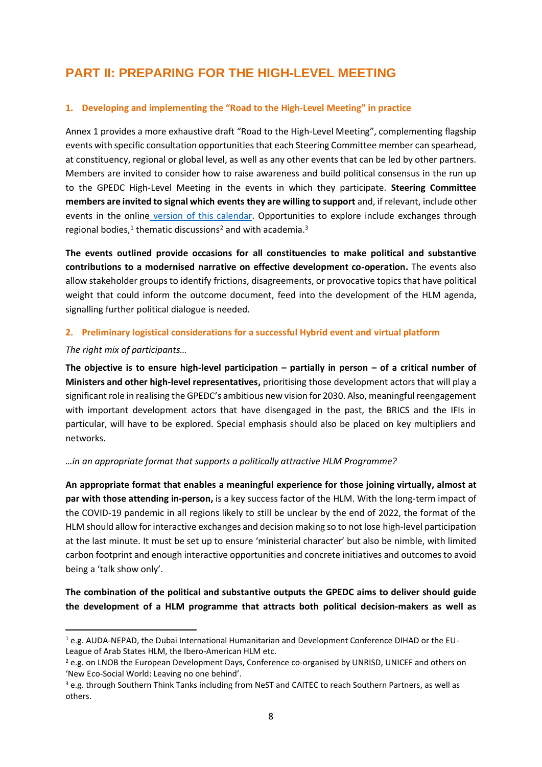# PART II: PREPARING FOR THE HIGH-LEVEL MEETING

## 1. Developing and implementing the "Road to the High-Level Meeting" in practice

Annex 1 provides a more exhaustive draft "Road to the High-Level Meeting", complementing flagship events with specific consultation opportunities that each Steering Committee member can spearhead, at constituency, regional or global level, as well as any other events that can be led by other partners. Members are invited to consider how to raise awareness and build political consensus in the run up to the GPEDC High-Level Meeting in the events in which they participate. **Steering Committee members are invited to signal which events they are willing to support** and, if relevant, include other events in the online version of this calendar. Opportunities to explore include exchanges through regional bodies,[1] thematic discussions[2] and with academia.[3]

**The events outlined provide occasions for all constituencies to make political and substantive contributions to a modernised narrative on effective development co-operation.** The events also allow stakeholder groups to identify frictions, disagreements, or provocative topics that have political weight that could inform the outcome document, feed into the development of the HLM agenda, signalling further political dialogue is needed.

## 2. Preliminary logistical considerations for a successful Hybrid event and virtual platform

*The right mix of participants…*

**The objective is to ensure high-level participation – partially in person – of a critical number of Ministers and other high-level representatives,** prioritising those development actors that will play a significant role in realising the GPEDC's ambitious new vision for 2030. Also, meaningful reengagement with important development actors that have disengaged in the past, the BRICS and the IFIs in particular, will have to be explored. Special emphasis should also be placed on key multipliers and networks.

*…in an appropriate format that supports a politically attractive HLM Programme?*

**An appropriate format that enables a meaningful experience for those joining virtually, almost at par with those attending in-person,** is a key success factor of the HLM. With the long-term impact of the COVID-19 pandemic in all regions likely to still be unclear by the end of 2022, the format of the HLM should allow for interactive exchanges and decision making so to not lose high-level participation at the last minute. It must be set up to ensure 'ministerial character' but also be nimble, with limited carbon footprint and enough interactive opportunities and concrete initiatives and outcomes to avoid being a 'talk show only'.

**The combination of the political and substantive outputs the GPEDC aims to deliver should guide the development of a HLM programme that attracts both political decision-makers as well as**

---

[1] e.g. AUDA-NEPAD, the Dubai International Humanitarian and Development Conference DIHAD or the EU-League of Arab States HLM, the Ibero-American HLM etc.

[2] e.g. on LNOB the European Development Days, Conference co-organised by UNRISD, UNICEF and others on 'New Eco-Social World: Leaving no one behind'.

[3] e.g. through Southern Think Tanks including from NeST and CAITEC to reach Southern Partners, as well as others.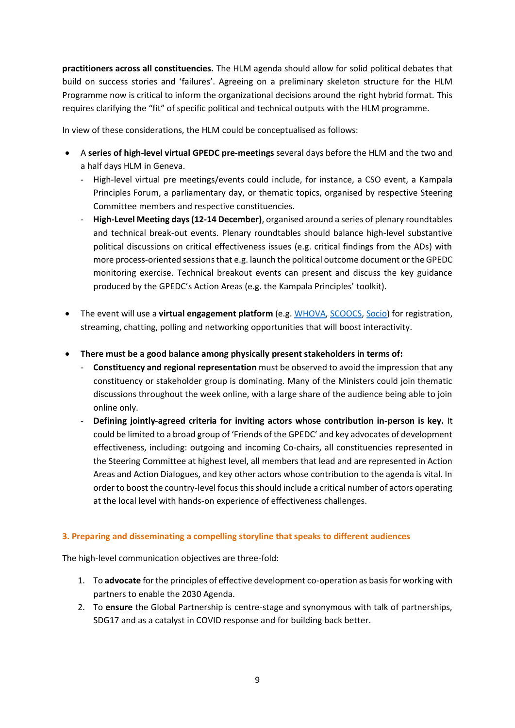**practitioners across all constituencies.** The HLM agenda should allow for solid political debates that build on success stories and 'failures'. Agreeing on a preliminary skeleton structure for the HLM Programme now is critical to inform the organizational decisions around the right hybrid format. This requires clarifying the "fit" of specific political and technical outputs with the HLM programme.

In view of these considerations, the HLM could be conceptualised as follows:

- A **series of high-level virtual GPEDC pre-meetings** several days before the HLM and the two and a half days HLM in Geneva.
  - High-level virtual pre meetings/events could include, for instance, a CSO event, a Kampala Principles Forum, a parliamentary day, or thematic topics, organised by respective Steering Committee members and respective constituencies.
  - **High-Level Meeting days (12-14 December)**, organised around a series of plenary roundtables and technical break-out events. Plenary roundtables should balance high-level substantive political discussions on critical effectiveness issues (e.g. critical findings from the ADs) with more process-oriented sessions that e.g. launch the political outcome document or the GPEDC monitoring exercise. Technical breakout events can present and discuss the key guidance produced by the GPEDC's Action Areas (e.g. the Kampala Principles' toolkit).

- The event will use a **virtual engagement platform** (e.g. WHOVA, SCOOCS, Socio) for registration, streaming, chatting, polling and networking opportunities that will boost interactivity.

- **There must be a good balance among physically present stakeholders in terms of:**
  - **Constituency and regional representation** must be observed to avoid the impression that any constituency or stakeholder group is dominating. Many of the Ministers could join thematic discussions throughout the week online, with a large share of the audience being able to join online only.
  - **Defining jointly-agreed criteria for inviting actors whose contribution in-person is key.** It could be limited to a broad group of 'Friends of the GPEDC' and key advocates of development effectiveness, including: outgoing and incoming Co-chairs, all constituencies represented in the Steering Committee at highest level, all members that lead and are represented in Action Areas and Action Dialogues, and key other actors whose contribution to the agenda is vital. In order to boost the country-level focus this should include a critical number of actors operating at the local level with hands-on experience of effectiveness challenges.

### 3. Preparing and disseminating a compelling storyline that speaks to different audiences

The high-level communication objectives are three-fold:

1. To **advocate** for the principles of effective development co-operation as basis for working with partners to enable the 2030 Agenda.
2. To **ensure** the Global Partnership is centre-stage and synonymous with talk of partnerships, SDG17 and as a catalyst in COVID response and for building back better.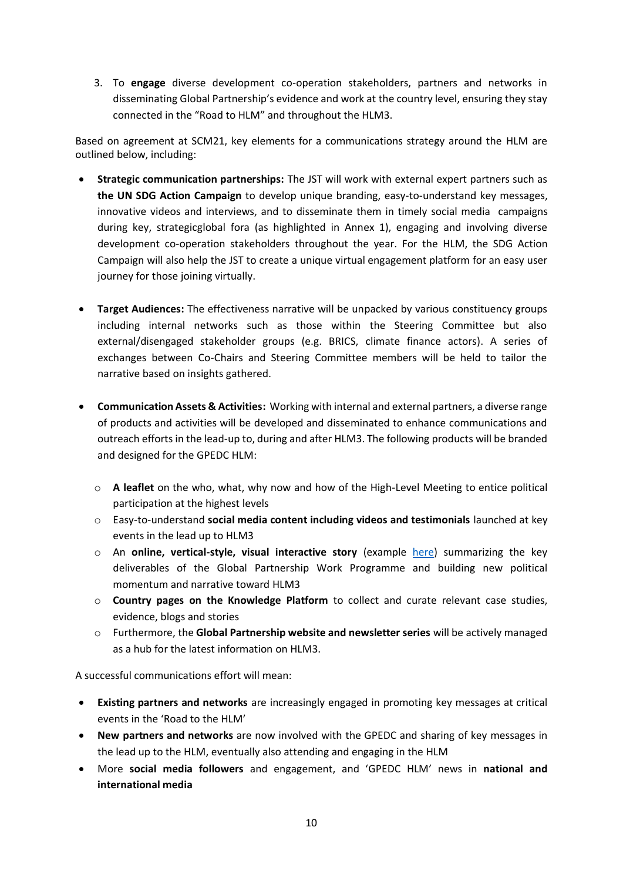3. To **engage** diverse development co-operation stakeholders, partners and networks in disseminating Global Partnership's evidence and work at the country level, ensuring they stay connected in the "Road to HLM" and throughout the HLM3.

Based on agreement at SCM21, key elements for a communications strategy around the HLM are outlined below, including:

- **Strategic communication partnerships:** The JST will work with external expert partners such as **the UN SDG Action Campaign** to develop unique branding, easy-to-understand key messages, innovative videos and interviews, and to disseminate them in timely social media campaigns during key, strategicglobal fora (as highlighted in Annex 1), engaging and involving diverse development co-operation stakeholders throughout the year. For the HLM, the SDG Action Campaign will also help the JST to create a unique virtual engagement platform for an easy user journey for those joining virtually.

- **Target Audiences:** The effectiveness narrative will be unpacked by various constituency groups including internal networks such as those within the Steering Committee but also external/disengaged stakeholder groups (e.g. BRICS, climate finance actors). A series of exchanges between Co-Chairs and Steering Committee members will be held to tailor the narrative based on insights gathered.

- **Communication Assets & Activities:** Working with internal and external partners, a diverse range of products and activities will be developed and disseminated to enhance communications and outreach efforts in the lead-up to, during and after HLM3. The following products will be branded and designed for the GPEDC HLM:
  - **A leaflet** on the who, what, why now and how of the High-Level Meeting to entice political participation at the highest levels
  - Easy-to-understand **social media content including videos and testimonials** launched at key events in the lead up to HLM3
  - An **online, vertical-style, visual interactive story** (example here) summarizing the key deliverables of the Global Partnership Work Programme and building new political momentum and narrative toward HLM3
  - **Country pages on the Knowledge Platform** to collect and curate relevant case studies, evidence, blogs and stories
  - Furthermore, the **Global Partnership website and newsletter series** will be actively managed as a hub for the latest information on HLM3.

A successful communications effort will mean:

- **Existing partners and networks** are increasingly engaged in promoting key messages at critical events in the 'Road to the HLM'
- **New partners and networks** are now involved with the GPEDC and sharing of key messages in the lead up to the HLM, eventually also attending and engaging in the HLM
- More **social media followers** and engagement, and 'GPEDC HLM' news in **national and international media**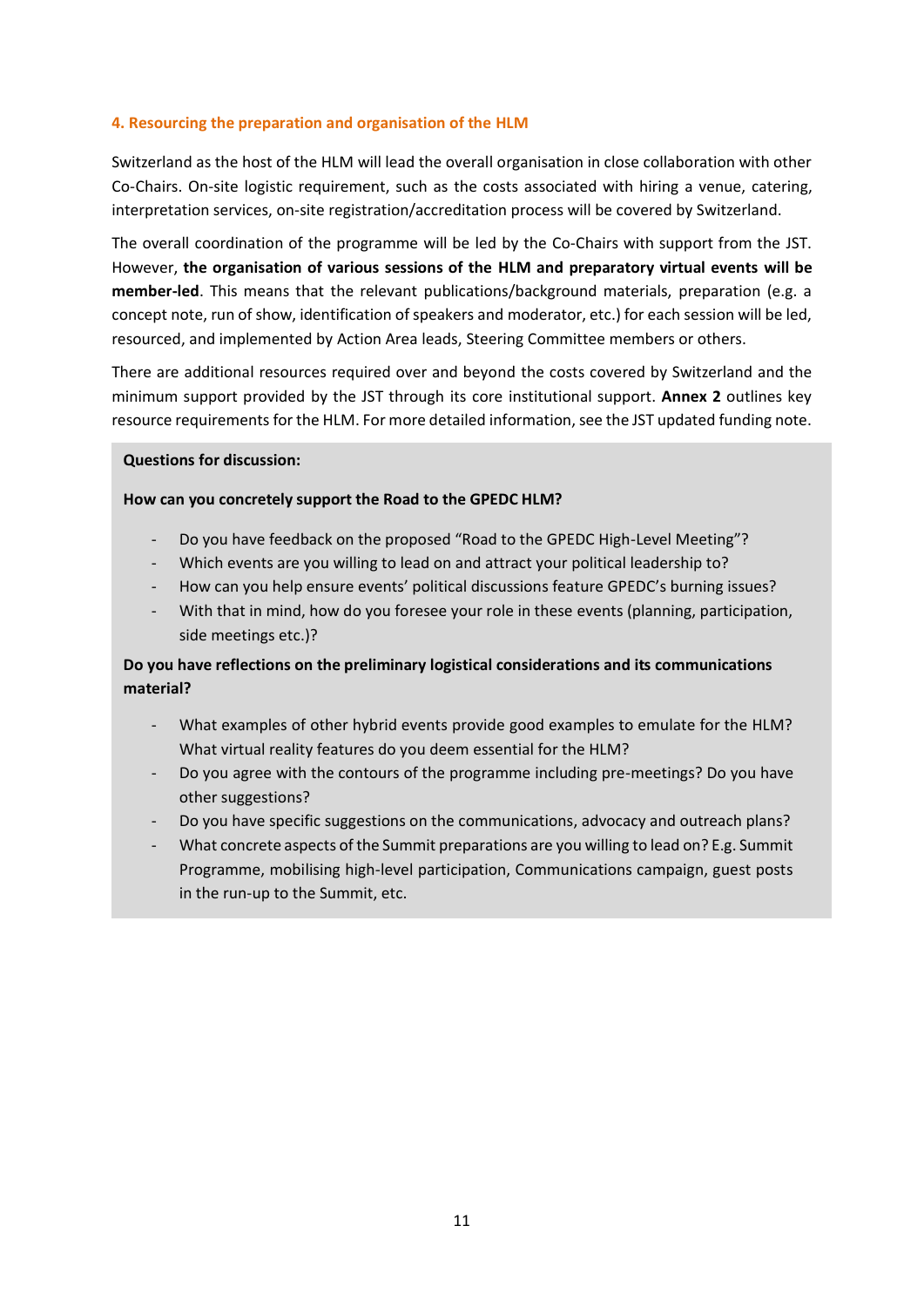## 4. Resourcing the preparation and organisation of the HLM

Switzerland as the host of the HLM will lead the overall organisation in close collaboration with other Co-Chairs. On-site logistic requirement, such as the costs associated with hiring a venue, catering, interpretation services, on-site registration/accreditation process will be covered by Switzerland.

The overall coordination of the programme will be led by the Co-Chairs with support from the JST. However, **the organisation of various sessions of the HLM and preparatory virtual events will be member-led**. This means that the relevant publications/background materials, preparation (e.g. a concept note, run of show, identification of speakers and moderator, etc.) for each session will be led, resourced, and implemented by Action Area leads, Steering Committee members or others.

There are additional resources required over and beyond the costs covered by Switzerland and the minimum support provided by the JST through its core institutional support. **Annex 2** outlines key resource requirements for the HLM. For more detailed information, see the JST updated funding note.

**Questions for discussion:**

**How can you concretely support the Road to the GPEDC HLM?**

- Do you have feedback on the proposed "Road to the GPEDC High-Level Meeting"?
- Which events are you willing to lead on and attract your political leadership to?
- How can you help ensure events' political discussions feature GPEDC's burning issues?
- With that in mind, how do you foresee your role in these events (planning, participation, side meetings etc.)?

**Do you have reflections on the preliminary logistical considerations and its communications material?**

- What examples of other hybrid events provide good examples to emulate for the HLM? What virtual reality features do you deem essential for the HLM?
- Do you agree with the contours of the programme including pre-meetings? Do you have other suggestions?
- Do you have specific suggestions on the communications, advocacy and outreach plans?
- What concrete aspects of the Summit preparations are you willing to lead on? E.g. Summit Programme, mobilising high-level participation, Communications campaign, guest posts in the run-up to the Summit, etc.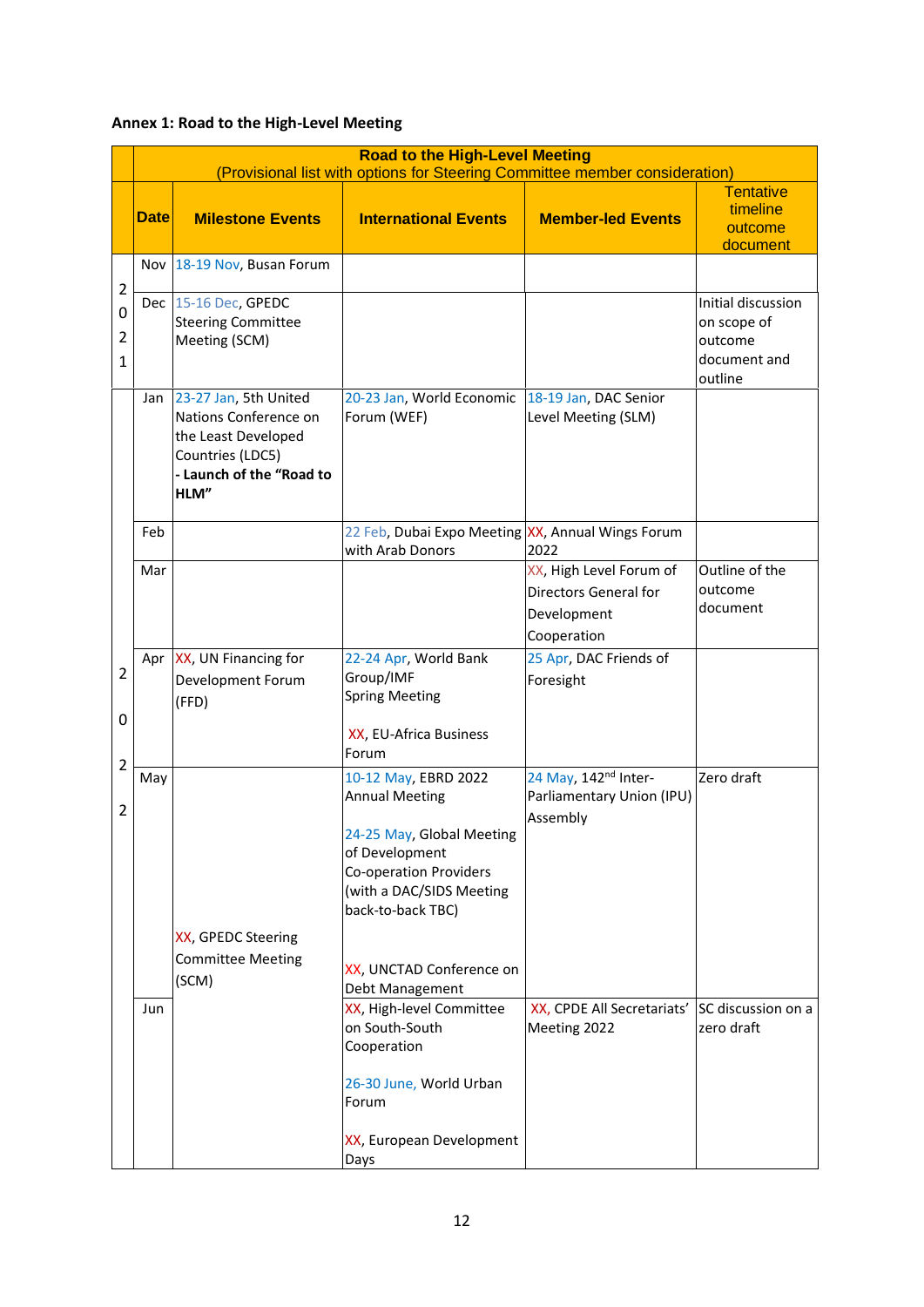**Annex 1: Road to the High-Level Meeting**

| | Road to the High-Level Meeting (Provisional list with options for Steering Committee member consideration) | | | | |
|---|---|---|---|---|---|
| | **Date** | **Milestone Events** | **International Events** | **Member-led Events** | Tentative timeline outcome document |
| 2021 | Nov | 18-19 Nov, Busan Forum | | | |
| | Dec | 15-16 Dec, GPEDC Steering Committee Meeting (SCM) | | | Initial discussion on scope of outcome document and outline |
| 2022 | Jan | 23-27 Jan, 5th United Nations Conference on the Least Developed Countries (LDC5)<br>**- Launch of the "Road to HLM"** | 20-23 Jan, World Economic Forum (WEF) | 18-19 Jan, DAC Senior Level Meeting (SLM) | |
| | Feb | | 22 Feb, Dubai Expo Meeting with Arab Donors | XX, Annual Wings Forum 2022 | |
| | Mar | | | XX, High Level Forum of Directors General for Development Cooperation | Outline of the outcome document |
| | Apr | XX, UN Financing for Development Forum (FFD) | 22-24 Apr, World Bank Group/IMF Spring Meeting<br><br>XX, EU-Africa Business Forum | 25 Apr, DAC Friends of Foresight | |
| | May | XX, GPEDC Steering Committee Meeting (SCM) | 10-12 May, EBRD 2022 Annual Meeting<br><br>24-25 May, Global Meeting of Development Co-operation Providers (with a DAC/SIDS Meeting back-to-back TBC)<br><br>XX, UNCTAD Conference on Debt Management | 24 May, 142nd Inter-Parliamentary Union (IPU) Assembly | Zero draft |
| | Jun | | XX, High-level Committee on South-South Cooperation<br><br>26-30 June, World Urban Forum<br><br>XX, European Development Days | XX, CPDE All Secretariats' Meeting 2022 | SC discussion on a zero draft |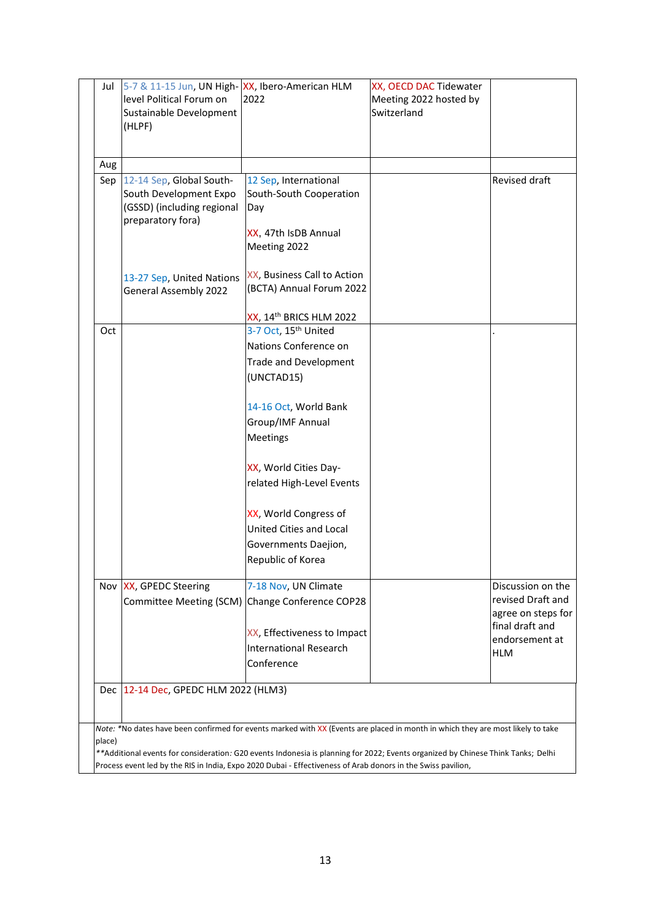| | | | | |
|---|---|---|---|---|
| Jul | 5-7 & 11-15 Jun, UN High-level Political Forum on Sustainable Development (HLPF) | XX, Ibero-American HLM 2022 | XX, OECD DAC Tidewater Meeting 2022 hosted by Switzerland | |
| Aug | | | | |
| Sep | 12-14 Sep, Global South-South Development Expo (GSSD) (including regional preparatory fora)<br><br>13-27 Sep, United Nations General Assembly 2022 | 12 Sep, International South-South Cooperation Day<br><br>XX, 47th IsDB Annual Meeting 2022<br><br>XX, Business Call to Action (BCTA) Annual Forum 2022<br><br>XX, 14th BRICS HLM 2022 | | Revised draft |
| Oct | | 3-7 Oct, 15th United Nations Conference on Trade and Development (UNCTAD15)<br><br>14-16 Oct, World Bank Group/IMF Annual Meetings<br><br>XX, World Cities Day-related High-Level Events<br><br>XX, World Congress of United Cities and Local Governments Daejion, Republic of Korea | | . |
| Nov | XX, GPEDC Steering Committee Meeting (SCM) | 7-18 Nov, UN Climate Change Conference COP28<br><br>XX, Effectiveness to Impact International Research Conference | | Discussion on the revised Draft and agree on steps for final draft and endorsement at HLM |
| Dec | 12-14 Dec, GPEDC HLM 2022 (HLM3) | | | |

*Note:* *No dates have been confirmed for events marked with XX (Events are placed in month in which they are most likely to take place)
*\*\*Additional events for consideration:* G20 events Indonesia is planning for 2022; Events organized by Chinese Think Tanks; Delhi Process event led by the RIS in India, Expo 2020 Dubai - Effectiveness of Arab donors in the Swiss pavilion,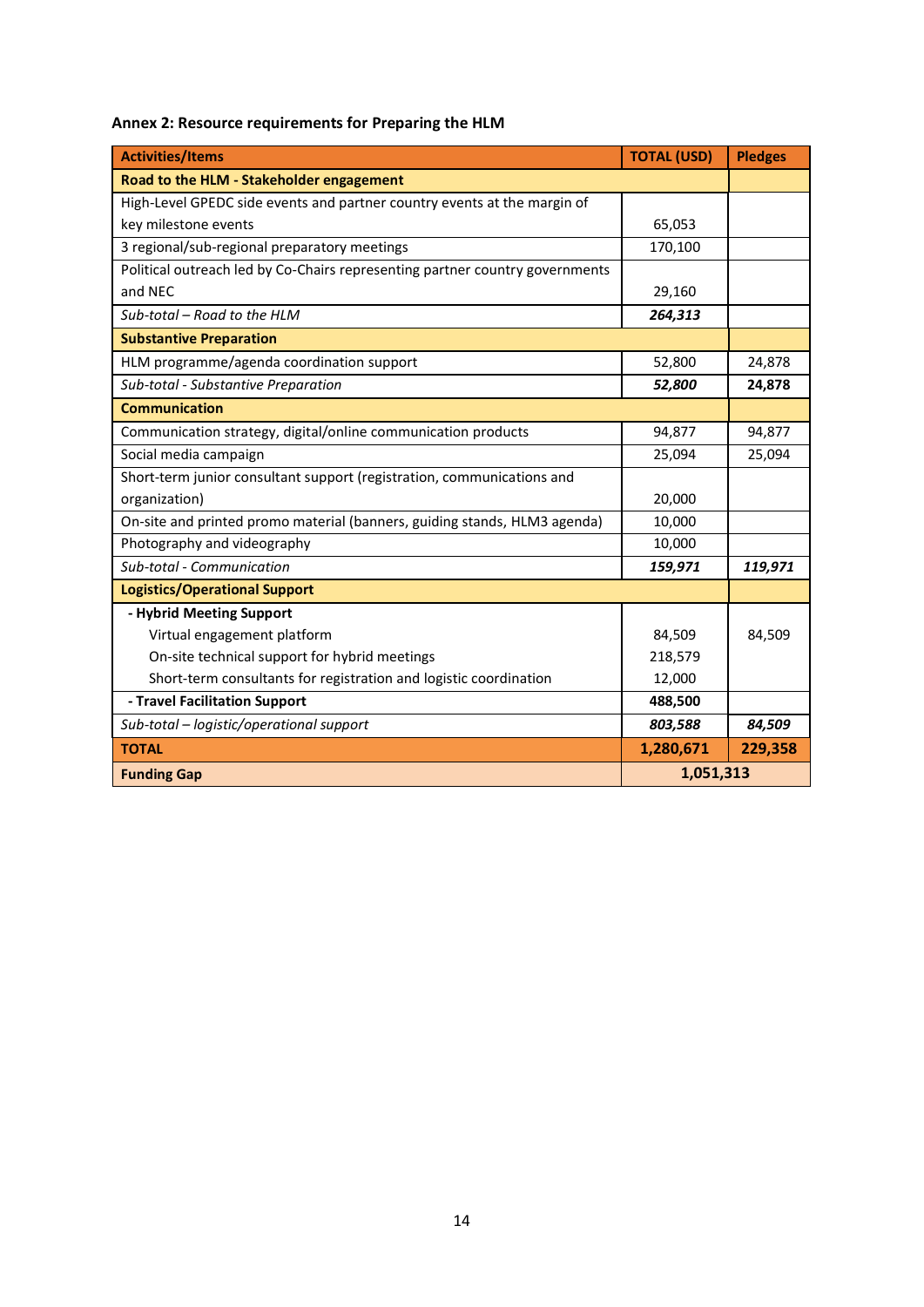**Annex 2: Resource requirements for Preparing the HLM**

| Activities/Items | TOTAL (USD) | Pledges |
|---|---|---|
| **Road to the HLM - Stakeholder engagement** | | |
| High-Level GPEDC side events and partner country events at the margin of key milestone events | 65,053 | |
| 3 regional/sub-regional preparatory meetings | 170,100 | |
| Political outreach led by Co-Chairs representing partner country governments and NEC | 29,160 | |
| *Sub-total – Road to the HLM* | ***264,313*** | |
| **Substantive Preparation** | | |
| HLM programme/agenda coordination support | 52,800 | 24,878 |
| *Sub-total - Substantive Preparation* | ***52,800*** | **24,878** |
| **Communication** | | |
| Communication strategy, digital/online communication products | 94,877 | 94,877 |
| Social media campaign | 25,094 | 25,094 |
| Short-term junior consultant support (registration, communications and organization) | 20,000 | |
| On-site and printed promo material (banners, guiding stands, HLM3 agenda) | 10,000 | |
| Photography and videography | 10,000 | |
| *Sub-total - Communication* | ***159,971*** | ***119,971*** |
| **Logistics/Operational Support** | | |
| **- Hybrid Meeting Support** | | |
| Virtual engagement platform | 84,509 | 84,509 |
| On-site technical support for hybrid meetings | 218,579 | |
| Short-term consultants for registration and logistic coordination | 12,000 | |
| **- Travel Facilitation Support** | **488,500** | |
| *Sub-total – logistic/operational support* | ***803,588*** | ***84,509*** |
| **TOTAL** | **1,280,671** | **229,358** |
| **Funding Gap** | **1,051,313** | |